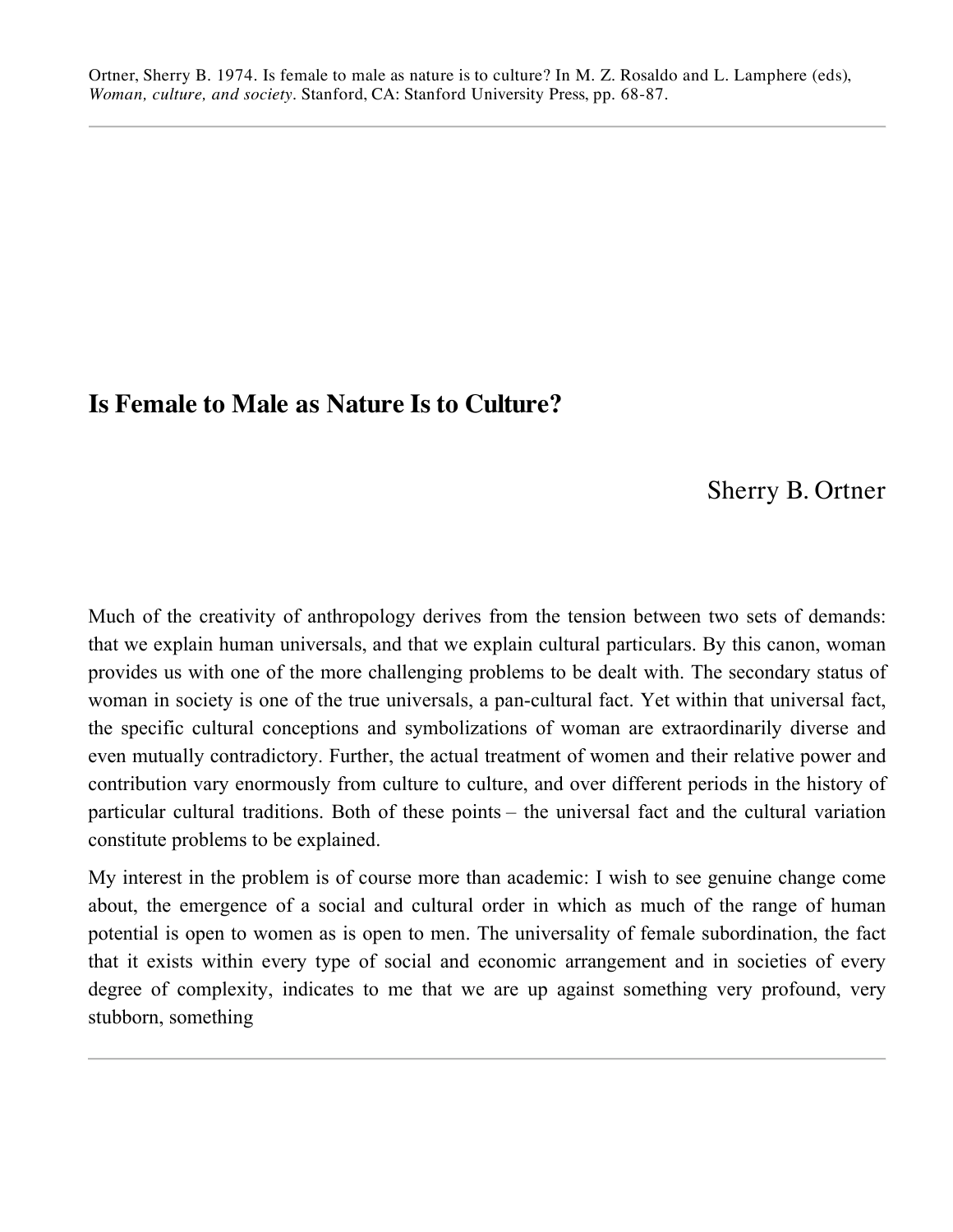Ortner, Sherry B. 1974. Is female to male as nature is to culture? In M. Z. Rosaldo and L. Lamphere (eds), *Woman, culture, and society*. Stanford, CA: Stanford University Press, pp. 68-87.

# Is Female to Male as Nature Is to Culture?

Sherry B. Ortner

Much of the creativity of anthropology derives from the tension between two sets of demands: that we explain human universals, and that we explain cultural particulars. By this canon, woman provides us with one of the more challenging problems to be dealt with. The secondary status of woman in society is one of the true universals, a pan-cultural fact. Yet within that universal fact, the specific cultural conceptions and symbolizations of woman are extraordinarily diverse and even mutually contradictory. Further, the actual treatment of women and their relative power and contribution vary enormously from culture to culture, and over different periods in the history of particular cultural traditions. Both of these points – the universal fact and the cultural variation constitute problems to be explained.

My interest in the problem is of course more than academic: I wish to see genuine change come about, the emergence of a social and cultural order in which as much of the range of human potential is open to women as is open to men. The universality of female subordination, the fact that it exists within every type of social and economic arrangement and in societies of every degree of complexity, indicates to me that we are up against something very profound, very stubborn, something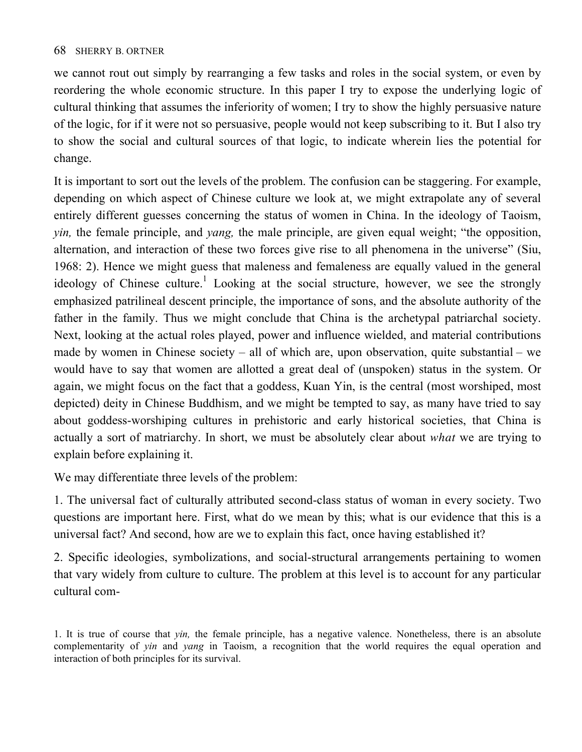we cannot rout out simply by rearranging a few tasks and roles in the social system, or even by reordering the whole economic structure. In this paper I try to expose the underlying logic of cultural thinking that assumes the inferiority of women; I try to show the highly persuasive nature of the logic, for if it were not so persuasive, people would not keep subscribing to it. But I also try to show the social and cultural sources of that logic, to indicate wherein lies the potential for change.

It is important to sort out the levels of the problem. The confusion can be staggering. For example, depending on which aspect of Chinese culture we look at, we might extrapolate any of several entirely different guesses concerning the status of women in China. In the ideology of Taoism, *yin,* the female principle, and *yang,* the male principle, are given equal weight; "the opposition, alternation, and interaction of these two forces give rise to all phenomena in the universe" (Siu, 1968: 2). Hence we might guess that maleness and femaleness are equally valued in the general ideology of Chinese culture.[1] Looking at the social structure, however, we see the strongly emphasized patrilineal descent principle, the importance of sons, and the absolute authority of the father in the family. Thus we might conclude that China is the archetypal patriarchal society. Next, looking at the actual roles played, power and influence wielded, and material contributions made by women in Chinese society – all of which are, upon observation, quite substantial – we would have to say that women are allotted a great deal of (unspoken) status in the system. Or again, we might focus on the fact that a goddess, Kuan Yin, is the central (most worshiped, most depicted) deity in Chinese Buddhism, and we might be tempted to say, as many have tried to say about goddess-worshiping cultures in prehistoric and early historical societies, that China is actually a sort of matriarchy. In short, we must be absolutely clear about *what* we are trying to explain before explaining it.

We may differentiate three levels of the problem:

1. The universal fact of culturally attributed second-class status of woman in every society. Two questions are important here. First, what do we mean by this; what is our evidence that this is a universal fact? And second, how are we to explain this fact, once having established it?

2. Specific ideologies, symbolizations, and social-structural arrangements pertaining to women that vary widely from culture to culture. The problem at this level is to account for any particular cultural com-

1. It is true of course that *yin,* the female principle, has a negative valence. Nonetheless, there is an absolute complementarity of *yin* and *yang* in Taoism, a recognition that the world requires the equal operation and interaction of both principles for its survival.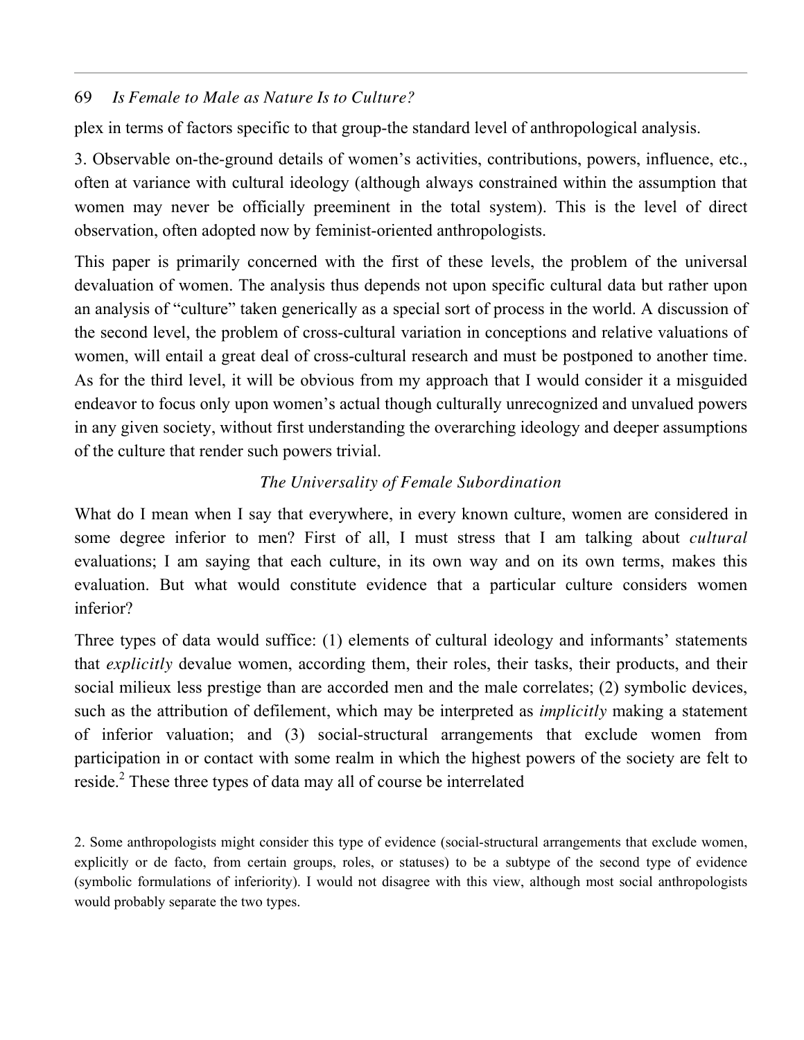plex in terms of factors specific to that group-the standard level of anthropological analysis.

3. Observable on-the-ground details of women's activities, contributions, powers, influence, etc., often at variance with cultural ideology (although always constrained within the assumption that women may never be officially preeminent in the total system). This is the level of direct observation, often adopted now by feminist-oriented anthropologists.

This paper is primarily concerned with the first of these levels, the problem of the universal devaluation of women. The analysis thus depends not upon specific cultural data but rather upon an analysis of "culture" taken generically as a special sort of process in the world. A discussion of the second level, the problem of cross-cultural variation in conceptions and relative valuations of women, will entail a great deal of cross-cultural research and must be postponed to another time. As for the third level, it will be obvious from my approach that I would consider it a misguided endeavor to focus only upon women's actual though culturally unrecognized and unvalued powers in any given society, without first understanding the overarching ideology and deeper assumptions of the culture that render such powers trivial.

## *The Universality of Female Subordination*

What do I mean when I say that everywhere, in every known culture, women are considered in some degree inferior to men? First of all, I must stress that I am talking about *cultural* evaluations; I am saying that each culture, in its own way and on its own terms, makes this evaluation. But what would constitute evidence that a particular culture considers women inferior?

Three types of data would suffice: (1) elements of cultural ideology and informants' statements that *explicitly* devalue women, according them, their roles, their tasks, their products, and their social milieux less prestige than are accorded men and the male correlates; (2) symbolic devices, such as the attribution of defilement, which may be interpreted as *implicitly* making a statement of inferior valuation; and (3) social-structural arrangements that exclude women from participation in or contact with some realm in which the highest powers of the society are felt to reside.[2] These three types of data may all of course be interrelated

2. Some anthropologists might consider this type of evidence (social-structural arrangements that exclude women, explicitly or de facto, from certain groups, roles, or statuses) to be a subtype of the second type of evidence (symbolic formulations of inferiority). I would not disagree with this view, although most social anthropologists would probably separate the two types.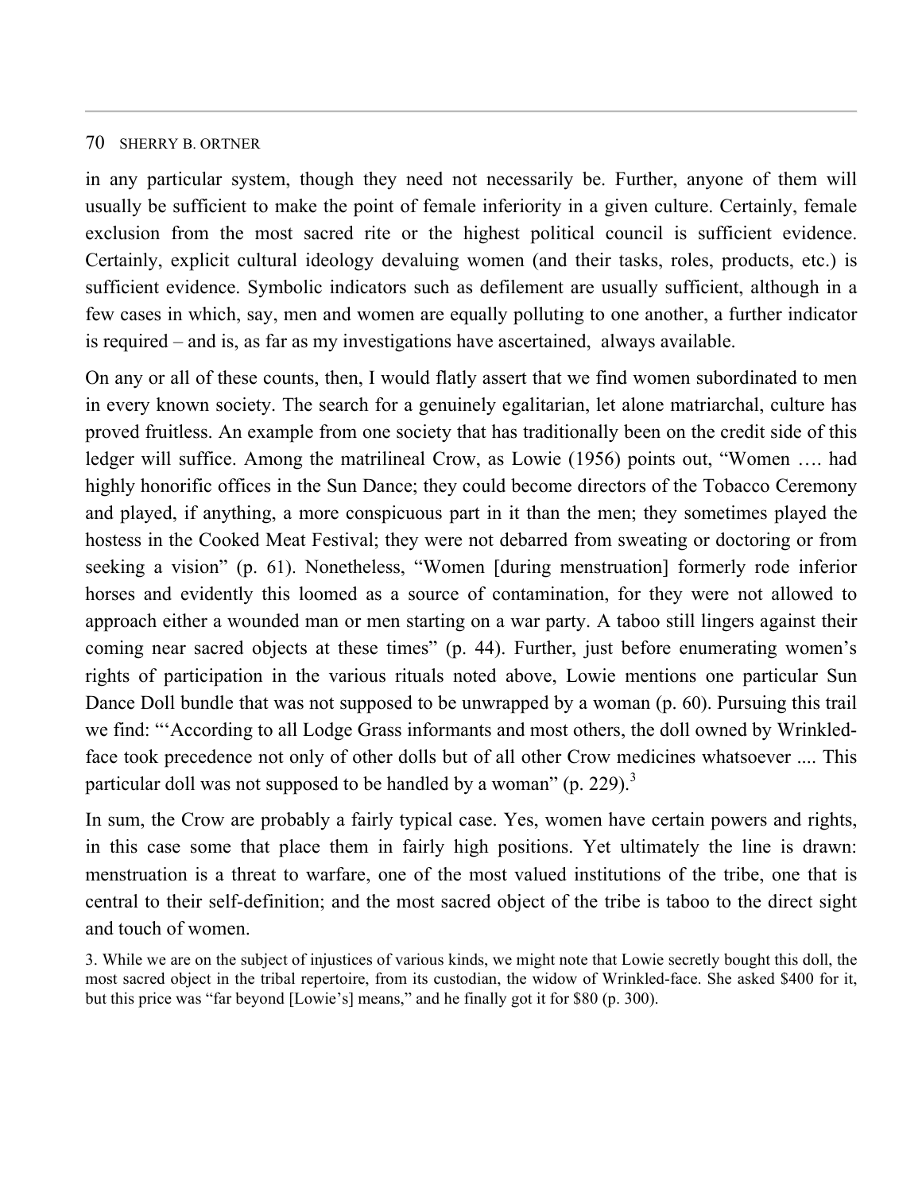in any particular system, though they need not necessarily be. Further, anyone of them will usually be sufficient to make the point of female inferiority in a given culture. Certainly, female exclusion from the most sacred rite or the highest political council is sufficient evidence. Certainly, explicit cultural ideology devaluing women (and their tasks, roles, products, etc.) is sufficient evidence. Symbolic indicators such as defilement are usually sufficient, although in a few cases in which, say, men and women are equally polluting to one another, a further indicator is required – and is, as far as my investigations have ascertained, always available.

On any or all of these counts, then, I would flatly assert that we find women subordinated to men in every known society. The search for a genuinely egalitarian, let alone matriarchal, culture has proved fruitless. An example from one society that has traditionally been on the credit side of this ledger will suffice. Among the matrilineal Crow, as Lowie (1956) points out, "Women …. had highly honorific offices in the Sun Dance; they could become directors of the Tobacco Ceremony and played, if anything, a more conspicuous part in it than the men; they sometimes played the hostess in the Cooked Meat Festival; they were not debarred from sweating or doctoring or from seeking a vision" (p. 61). Nonetheless, "Women [during menstruation] formerly rode inferior horses and evidently this loomed as a source of contamination, for they were not allowed to approach either a wounded man or men starting on a war party. A taboo still lingers against their coming near sacred objects at these times" (p. 44). Further, just before enumerating women's rights of participation in the various rituals noted above, Lowie mentions one particular Sun Dance Doll bundle that was not supposed to be unwrapped by a woman (p. 60). Pursuing this trail we find: "'According to all Lodge Grass informants and most others, the doll owned by Wrinkled-face took precedence not only of other dolls but of all other Crow medicines whatsoever .... This particular doll was not supposed to be handled by a woman" (p. 229).[3]

In sum, the Crow are probably a fairly typical case. Yes, women have certain powers and rights, in this case some that place them in fairly high positions. Yet ultimately the line is drawn: menstruation is a threat to warfare, one of the most valued institutions of the tribe, one that is central to their self-definition; and the most sacred object of the tribe is taboo to the direct sight and touch of women.

3. While we are on the subject of injustices of various kinds, we might note that Lowie secretly bought this doll, the most sacred object in the tribal repertoire, from its custodian, the widow of Wrinkled-face. She asked $400 for it, but this price was "far beyond [Lowie's] means," and he finally got it for $80 (p. 300).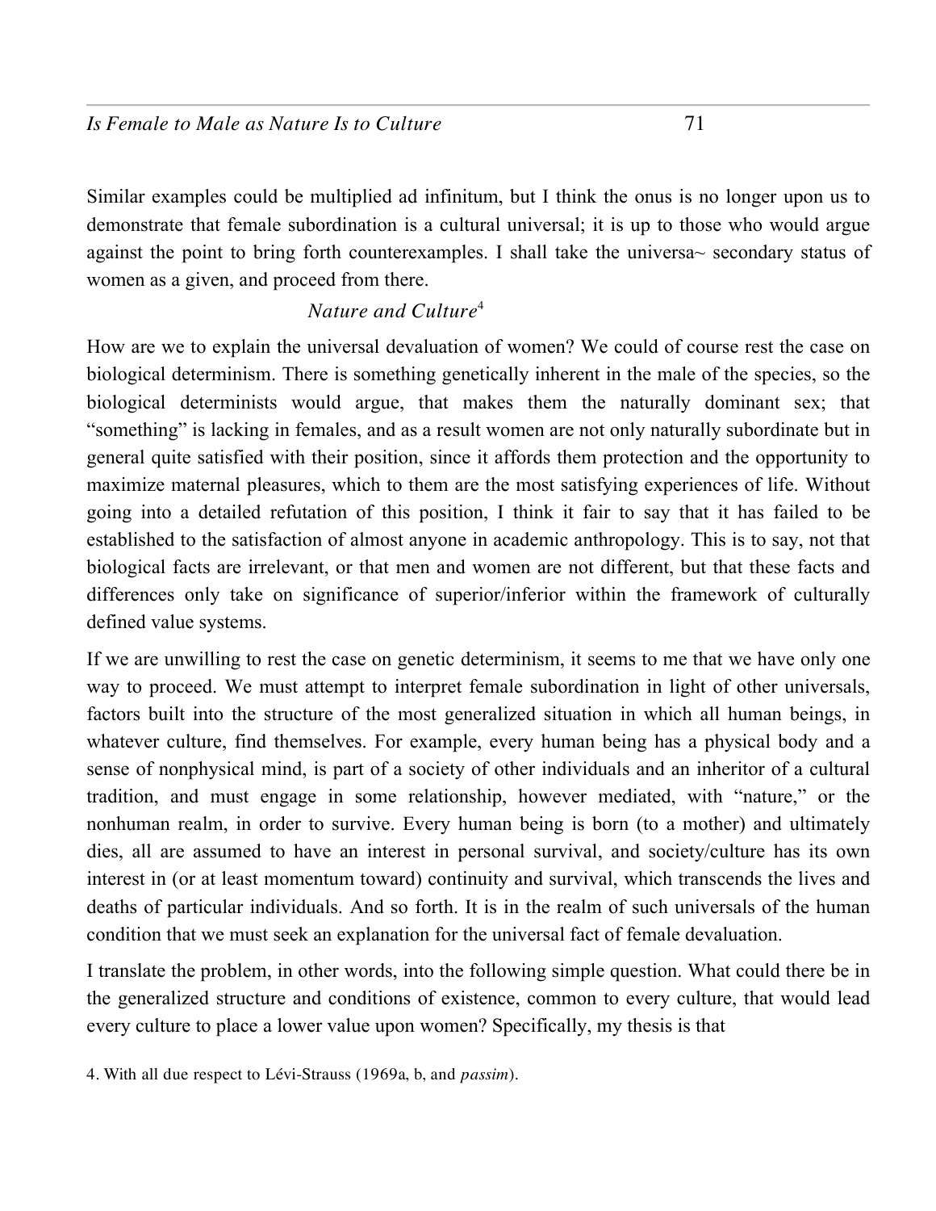Similar examples could be multiplied ad infinitum, but I think the onus is no longer upon us to demonstrate that female subordination is a cultural universal; it is up to those who would argue against the point to bring forth counterexamples. I shall take the universa~ secondary status of women as a given, and proceed from there.

## *Nature and Culture*[4]

How are we to explain the universal devaluation of women? We could of course rest the case on biological determinism. There is something genetically inherent in the male of the species, so the biological determinists would argue, that makes them the naturally dominant sex; that "something" is lacking in females, and as a result women are not only naturally subordinate but in general quite satisfied with their position, since it affords them protection and the opportunity to maximize maternal pleasures, which to them are the most satisfying experiences of life. Without going into a detailed refutation of this position, I think it fair to say that it has failed to be established to the satisfaction of almost anyone in academic anthropology. This is to say, not that biological facts are irrelevant, or that men and women are not different, but that these facts and differences only take on significance of superior/inferior within the framework of culturally defined value systems.

If we are unwilling to rest the case on genetic determinism, it seems to me that we have only one way to proceed. We must attempt to interpret female subordination in light of other universals, factors built into the structure of the most generalized situation in which all human beings, in whatever culture, find themselves. For example, every human being has a physical body and a sense of nonphysical mind, is part of a society of other individuals and an inheritor of a cultural tradition, and must engage in some relationship, however mediated, with "nature," or the nonhuman realm, in order to survive. Every human being is born (to a mother) and ultimately dies, all are assumed to have an interest in personal survival, and society/culture has its own interest in (or at least momentum toward) continuity and survival, which transcends the lives and deaths of particular individuals. And so forth. It is in the realm of such universals of the human condition that we must seek an explanation for the universal fact of female devaluation.

I translate the problem, in other words, into the following simple question. What could there be in the generalized structure and conditions of existence, common to every culture, that would lead every culture to place a lower value upon women? Specifically, my thesis is that

4. With all due respect to Lévi-Strauss (1969a, b, and *passim*).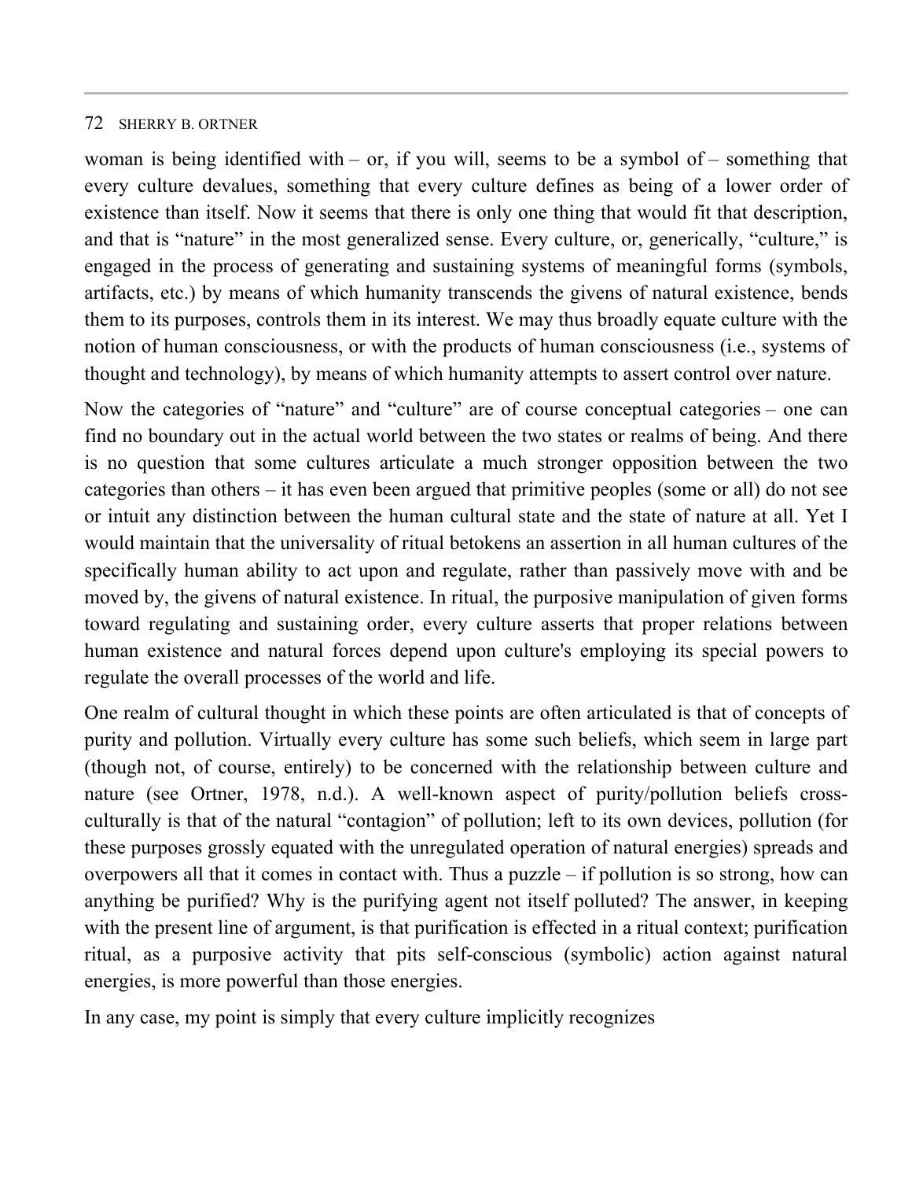woman is being identified with – or, if you will, seems to be a symbol of – something that every culture devalues, something that every culture defines as being of a lower order of existence than itself. Now it seems that there is only one thing that would fit that description, and that is "nature" in the most generalized sense. Every culture, or, generically, "culture," is engaged in the process of generating and sustaining systems of meaningful forms (symbols, artifacts, etc.) by means of which humanity transcends the givens of natural existence, bends them to its purposes, controls them in its interest. We may thus broadly equate culture with the notion of human consciousness, or with the products of human consciousness (i.e., systems of thought and technology), by means of which humanity attempts to assert control over nature.

Now the categories of "nature" and "culture" are of course conceptual categories – one can find no boundary out in the actual world between the two states or realms of being. And there is no question that some cultures articulate a much stronger opposition between the two categories than others – it has even been argued that primitive peoples (some or all) do not see or intuit any distinction between the human cultural state and the state of nature at all. Yet I would maintain that the universality of ritual betokens an assertion in all human cultures of the specifically human ability to act upon and regulate, rather than passively move with and be moved by, the givens of natural existence. In ritual, the purposive manipulation of given forms toward regulating and sustaining order, every culture asserts that proper relations between human existence and natural forces depend upon culture's employing its special powers to regulate the overall processes of the world and life.

One realm of cultural thought in which these points are often articulated is that of concepts of purity and pollution. Virtually every culture has some such beliefs, which seem in large part (though not, of course, entirely) to be concerned with the relationship between culture and nature (see Ortner, 1978, n.d.). A well-known aspect of purity/pollution beliefs cross-culturally is that of the natural "contagion" of pollution; left to its own devices, pollution (for these purposes grossly equated with the unregulated operation of natural energies) spreads and overpowers all that it comes in contact with. Thus a puzzle – if pollution is so strong, how can anything be purified? Why is the purifying agent not itself polluted? The answer, in keeping with the present line of argument, is that purification is effected in a ritual context; purification ritual, as a purposive activity that pits self-conscious (symbolic) action against natural energies, is more powerful than those energies.

In any case, my point is simply that every culture implicitly recognizes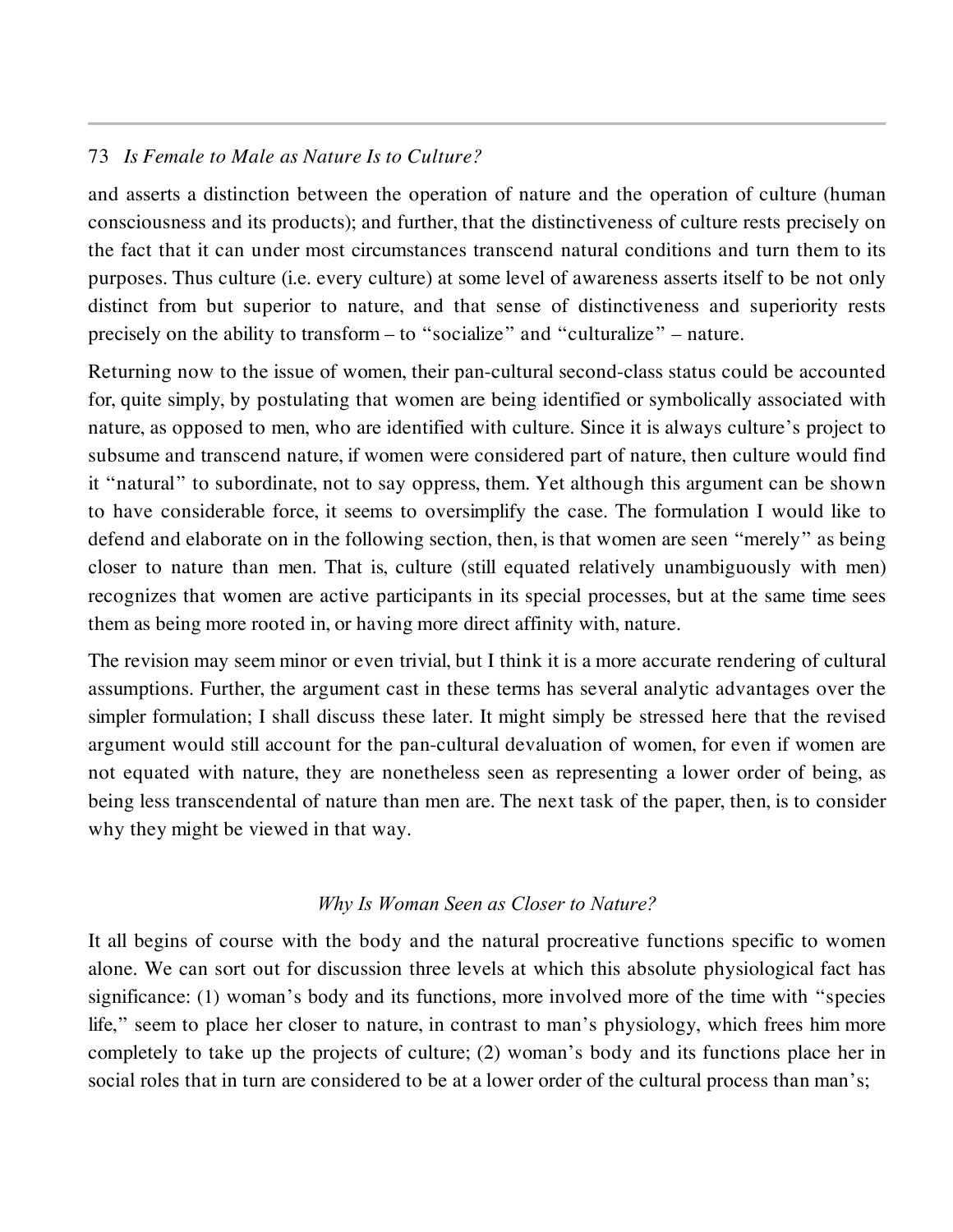and asserts a distinction between the operation of nature and the operation of culture (human consciousness and its products); and further, that the distinctiveness of culture rests precisely on the fact that it can under most circumstances transcend natural conditions and turn them to its purposes. Thus culture (i.e. every culture) at some level of awareness asserts itself to be not only distinct from but superior to nature, and that sense of distinctiveness and superiority rests precisely on the ability to transform – to "socialize" and "culturalize" – nature.

Returning now to the issue of women, their pan-cultural second-class status could be accounted for, quite simply, by postulating that women are being identified or symbolically associated with nature, as opposed to men, who are identified with culture. Since it is always culture's project to subsume and transcend nature, if women were considered part of nature, then culture would find it "natural" to subordinate, not to say oppress, them. Yet although this argument can be shown to have considerable force, it seems to oversimplify the case. The formulation I would like to defend and elaborate on in the following section, then, is that women are seen "merely" as being closer to nature than men. That is, culture (still equated relatively unambiguously with men) recognizes that women are active participants in its special processes, but at the same time sees them as being more rooted in, or having more direct affinity with, nature.

The revision may seem minor or even trivial, but I think it is a more accurate rendering of cultural assumptions. Further, the argument cast in these terms has several analytic advantages over the simpler formulation; I shall discuss these later. It might simply be stressed here that the revised argument would still account for the pan-cultural devaluation of women, for even if women are not equated with nature, they are nonetheless seen as representing a lower order of being, as being less transcendental of nature than men are. The next task of the paper, then, is to consider why they might be viewed in that way.

## *Why Is Woman Seen as Closer to Nature?*

It all begins of course with the body and the natural procreative functions specific to women alone. We can sort out for discussion three levels at which this absolute physiological fact has significance: (1) woman's body and its functions, more involved more of the time with "species life," seem to place her closer to nature, in contrast to man's physiology, which frees him more completely to take up the projects of culture; (2) woman's body and its functions place her in social roles that in turn are considered to be at a lower order of the cultural process than man's;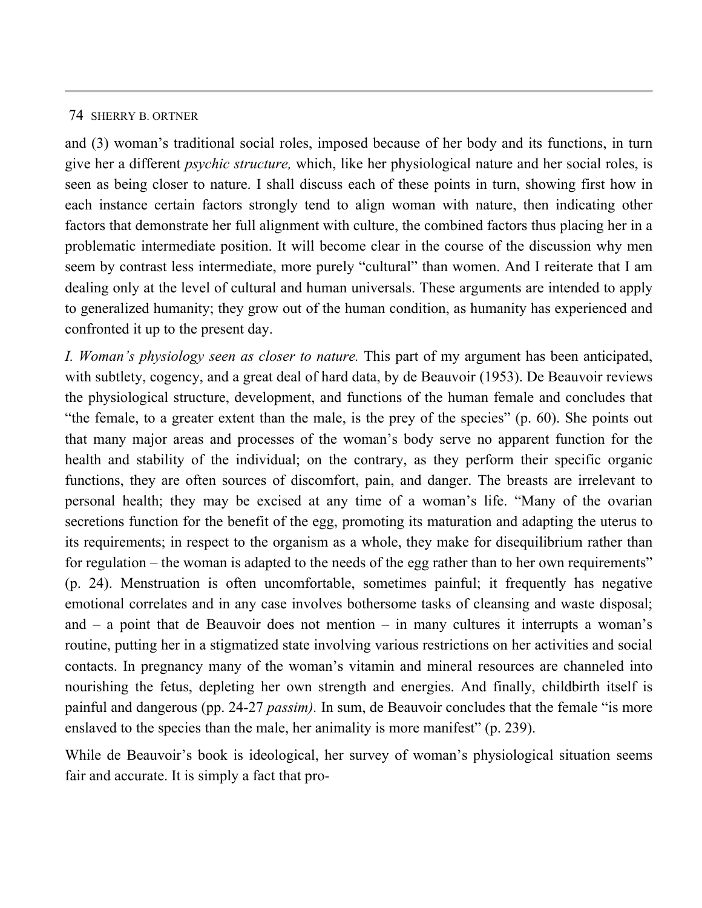and (3) woman's traditional social roles, imposed because of her body and its functions, in turn give her a different *psychic structure,* which, like her physiological nature and her social roles, is seen as being closer to nature. I shall discuss each of these points in turn, showing first how in each instance certain factors strongly tend to align woman with nature, then indicating other factors that demonstrate her full alignment with culture, the combined factors thus placing her in a problematic intermediate position. It will become clear in the course of the discussion why men seem by contrast less intermediate, more purely "cultural" than women. And I reiterate that I am dealing only at the level of cultural and human universals. These arguments are intended to apply to generalized humanity; they grow out of the human condition, as humanity has experienced and confronted it up to the present day.

*I. Woman's physiology seen as closer to nature.* This part of my argument has been anticipated, with subtlety, cogency, and a great deal of hard data, by de Beauvoir (1953). De Beauvoir reviews the physiological structure, development, and functions of the human female and concludes that "the female, to a greater extent than the male, is the prey of the species" (p. 60). She points out that many major areas and processes of the woman's body serve no apparent function for the health and stability of the individual; on the contrary, as they perform their specific organic functions, they are often sources of discomfort, pain, and danger. The breasts are irrelevant to personal health; they may be excised at any time of a woman's life. "Many of the ovarian secretions function for the benefit of the egg, promoting its maturation and adapting the uterus to its requirements; in respect to the organism as a whole, they make for disequilibrium rather than for regulation – the woman is adapted to the needs of the egg rather than to her own requirements" (p. 24). Menstruation is often uncomfortable, sometimes painful; it frequently has negative emotional correlates and in any case involves bothersome tasks of cleansing and waste disposal; and – a point that de Beauvoir does not mention – in many cultures it interrupts a woman's routine, putting her in a stigmatized state involving various restrictions on her activities and social contacts. In pregnancy many of the woman's vitamin and mineral resources are channeled into nourishing the fetus, depleting her own strength and energies. And finally, childbirth itself is painful and dangerous (pp. 24-27 *passim).* In sum, de Beauvoir concludes that the female "is more enslaved to the species than the male, her animality is more manifest" (p. 239).

While de Beauvoir's book is ideological, her survey of woman's physiological situation seems fair and accurate. It is simply a fact that pro-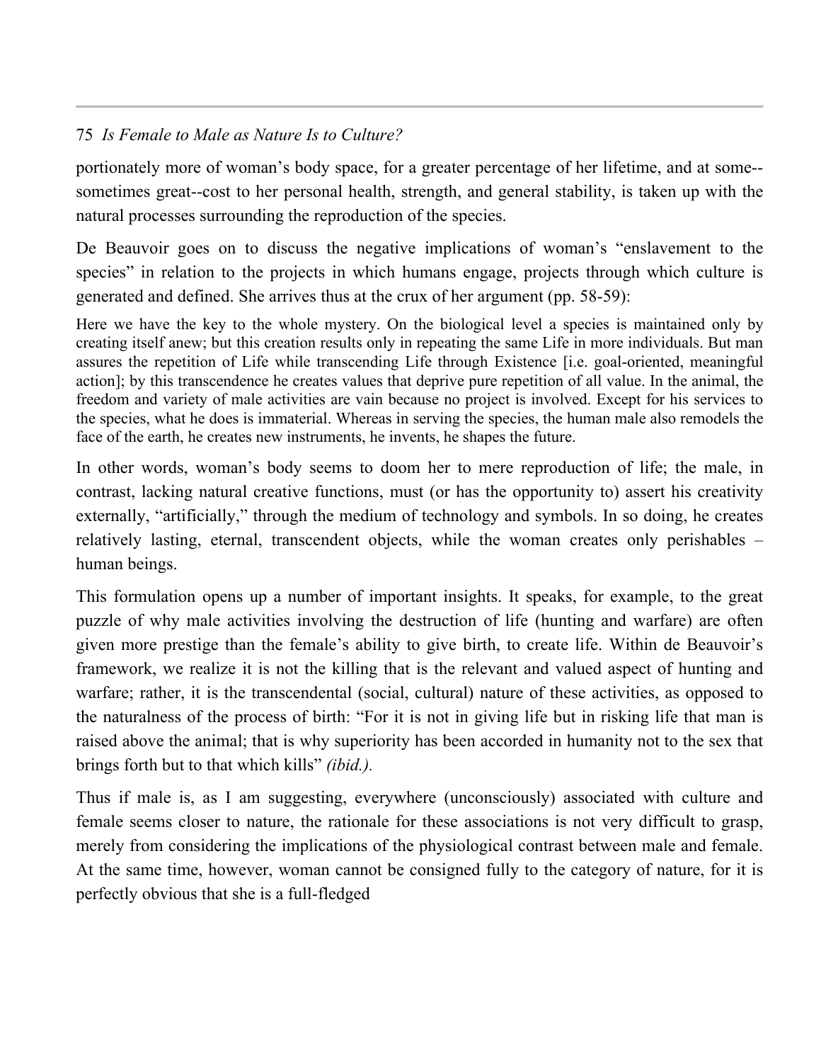portionately more of woman's body space, for a greater percentage of her lifetime, and at some--sometimes great--cost to her personal health, strength, and general stability, is taken up with the natural processes surrounding the reproduction of the species.

De Beauvoir goes on to discuss the negative implications of woman's "enslavement to the species" in relation to the projects in which humans engage, projects through which culture is generated and defined. She arrives thus at the crux of her argument (pp. 58-59):

> Here we have the key to the whole mystery. On the biological level a species is maintained only by creating itself anew; but this creation results only in repeating the same Life in more individuals. But man assures the repetition of Life while transcending Life through Existence [i.e. goal-oriented, meaningful action]; by this transcendence he creates values that deprive pure repetition of all value. In the animal, the freedom and variety of male activities are vain because no project is involved. Except for his services to the species, what he does is immaterial. Whereas in serving the species, the human male also remodels the face of the earth, he creates new instruments, he invents, he shapes the future.

In other words, woman's body seems to doom her to mere reproduction of life; the male, in contrast, lacking natural creative functions, must (or has the opportunity to) assert his creativity externally, "artificially," through the medium of technology and symbols. In so doing, he creates relatively lasting, eternal, transcendent objects, while the woman creates only perishables – human beings.

This formulation opens up a number of important insights. It speaks, for example, to the great puzzle of why male activities involving the destruction of life (hunting and warfare) are often given more prestige than the female's ability to give birth, to create life. Within de Beauvoir's framework, we realize it is not the killing that is the relevant and valued aspect of hunting and warfare; rather, it is the transcendental (social, cultural) nature of these activities, as opposed to the naturalness of the process of birth: "For it is not in giving life but in risking life that man is raised above the animal; that is why superiority has been accorded in humanity not to the sex that brings forth but to that which kills" *(ibid.).*

Thus if male is, as I am suggesting, everywhere (unconsciously) associated with culture and female seems closer to nature, the rationale for these associations is not very difficult to grasp, merely from considering the implications of the physiological contrast between male and female. At the same time, however, woman cannot be consigned fully to the category of nature, for it is perfectly obvious that she is a full-fledged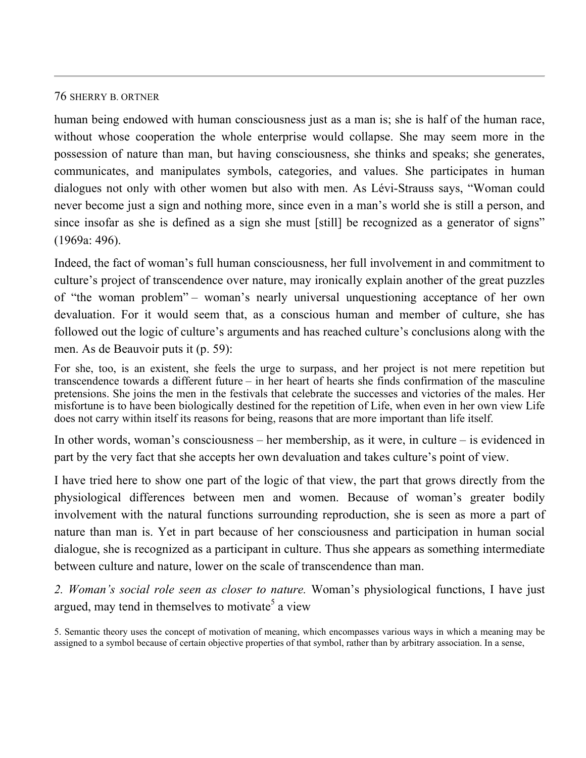human being endowed with human consciousness just as a man is; she is half of the human race, without whose cooperation the whole enterprise would collapse. She may seem more in the possession of nature than man, but having consciousness, she thinks and speaks; she generates, communicates, and manipulates symbols, categories, and values. She participates in human dialogues not only with other women but also with men. As Lévi-Strauss says, "Woman could never become just a sign and nothing more, since even in a man's world she is still a person, and since insofar as she is defined as a sign she must [still] be recognized as a generator of signs" (1969a: 496).

Indeed, the fact of woman's full human consciousness, her full involvement in and commitment to culture's project of transcendence over nature, may ironically explain another of the great puzzles of "the woman problem" – woman's nearly universal unquestioning acceptance of her own devaluation. For it would seem that, as a conscious human and member of culture, she has followed out the logic of culture's arguments and has reached culture's conclusions along with the men. As de Beauvoir puts it (p. 59):

> For she, too, is an existent, she feels the urge to surpass, and her project is not mere repetition but transcendence towards a different future – in her heart of hearts she finds confirmation of the masculine pretensions. She joins the men in the festivals that celebrate the successes and victories of the males. Her misfortune is to have been biologically destined for the repetition of Life, when even in her own view Life does not carry within itself its reasons for being, reasons that are more important than life itself.

In other words, woman's consciousness – her membership, as it were, in culture – is evidenced in part by the very fact that she accepts her own devaluation and takes culture's point of view.

I have tried here to show one part of the logic of that view, the part that grows directly from the physiological differences between men and women. Because of woman's greater bodily involvement with the natural functions surrounding reproduction, she is seen as more a part of nature than man is. Yet in part because of her consciousness and participation in human social dialogue, she is recognized as a participant in culture. Thus she appears as something intermediate between culture and nature, lower on the scale of transcendence than man.

*2. Woman's social role seen as closer to nature.* Woman's physiological functions, I have just argued, may tend in themselves to motivate[5] a view

5. Semantic theory uses the concept of motivation of meaning, which encompasses various ways in which a meaning may be assigned to a symbol because of certain objective properties of that symbol, rather than by arbitrary association. In a sense,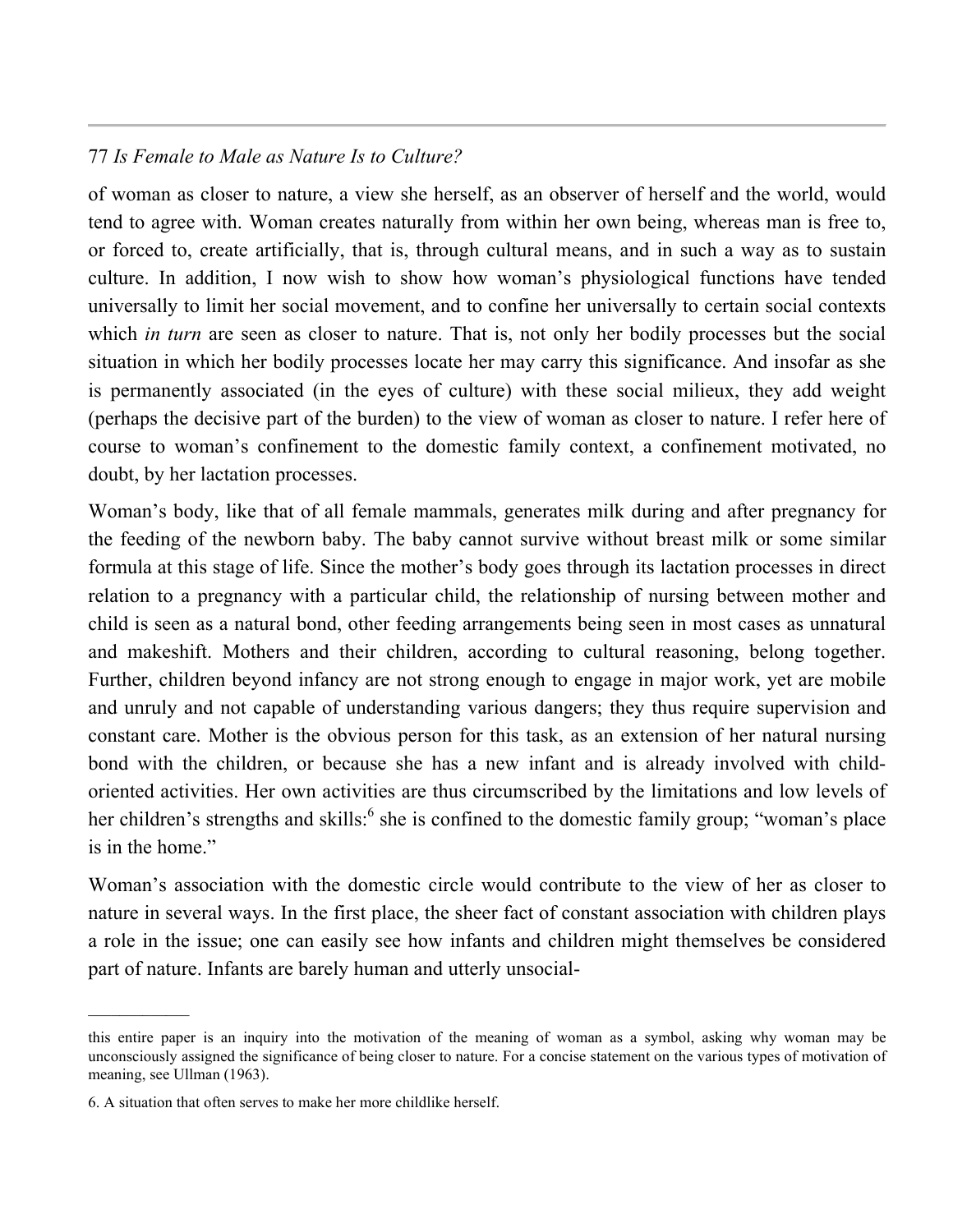of woman as closer to nature, a view she herself, as an observer of herself and the world, would tend to agree with. Woman creates naturally from within her own being, whereas man is free to, or forced to, create artificially, that is, through cultural means, and in such a way as to sustain culture. In addition, I now wish to show how woman's physiological functions have tended universally to limit her social movement, and to confine her universally to certain social contexts which *in turn* are seen as closer to nature. That is, not only her bodily processes but the social situation in which her bodily processes locate her may carry this significance. And insofar as she is permanently associated (in the eyes of culture) with these social milieux, they add weight (perhaps the decisive part of the burden) to the view of woman as closer to nature. I refer here of course to woman's confinement to the domestic family context, a confinement motivated, no doubt, by her lactation processes.

Woman's body, like that of all female mammals, generates milk during and after pregnancy for the feeding of the newborn baby. The baby cannot survive without breast milk or some similar formula at this stage of life. Since the mother's body goes through its lactation processes in direct relation to a pregnancy with a particular child, the relationship of nursing between mother and child is seen as a natural bond, other feeding arrangements being seen in most cases as unnatural and makeshift. Mothers and their children, according to cultural reasoning, belong together. Further, children beyond infancy are not strong enough to engage in major work, yet are mobile and unruly and not capable of understanding various dangers; they thus require supervision and constant care. Mother is the obvious person for this task, as an extension of her natural nursing bond with the children, or because she has a new infant and is already involved with child-oriented activities. Her own activities are thus circumscribed by the limitations and low levels of her children's strengths and skills:[6] she is confined to the domestic family group; "woman's place is in the home."

Woman's association with the domestic circle would contribute to the view of her as closer to nature in several ways. In the first place, the sheer fact of constant association with children plays a role in the issue; one can easily see how infants and children might themselves be considered part of nature. Infants are barely human and utterly unsocial-

---

this entire paper is an inquiry into the motivation of the meaning of woman as a symbol, asking why woman may be unconsciously assigned the significance of being closer to nature. For a concise statement on the various types of motivation of meaning, see Ullman (1963).

6. A situation that often serves to make her more childlike herself.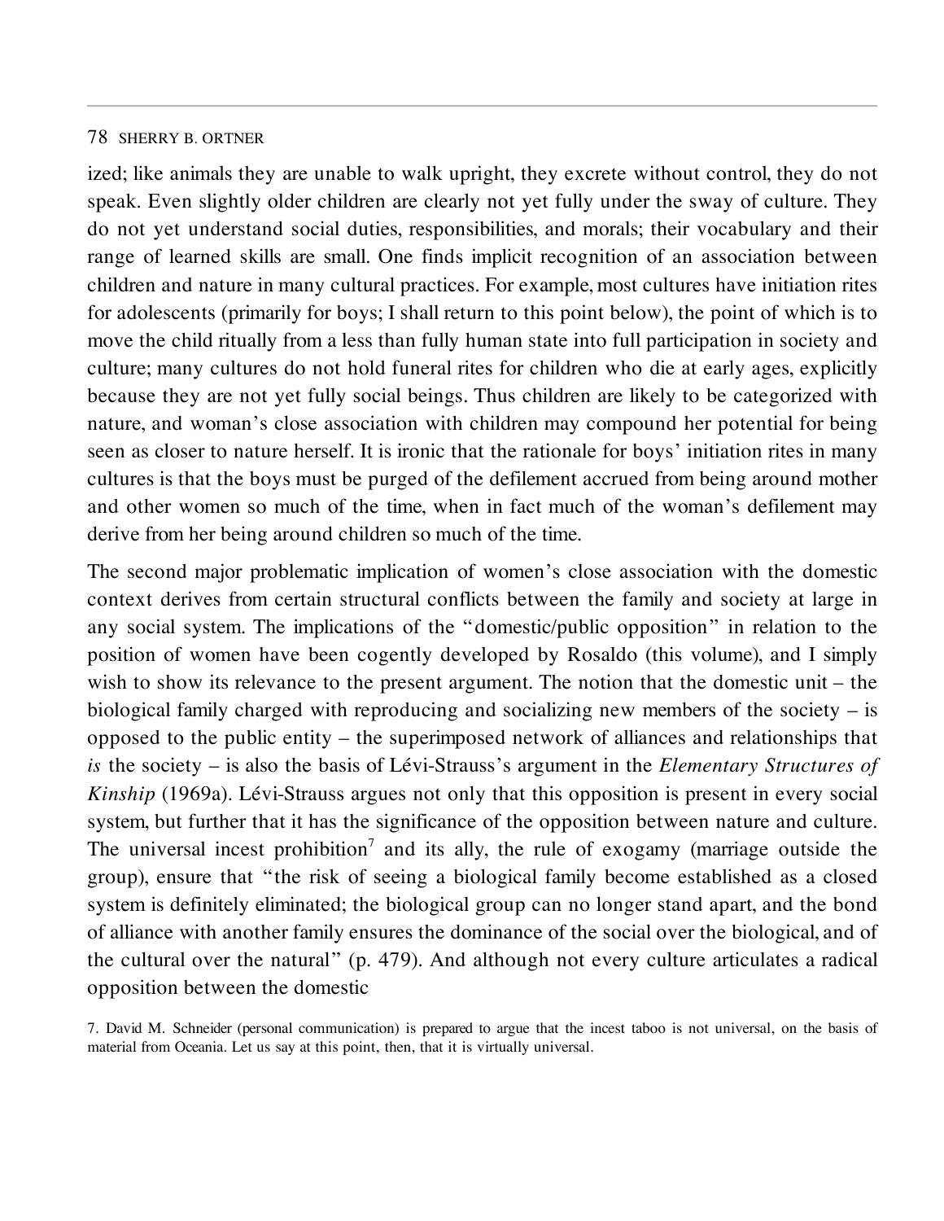ized; like animals they are unable to walk upright, they excrete without control, they do not speak. Even slightly older children are clearly not yet fully under the sway of culture. They do not yet understand social duties, responsibilities, and morals; their vocabulary and their range of learned skills are small. One finds implicit recognition of an association between children and nature in many cultural practices. For example, most cultures have initiation rites for adolescents (primarily for boys; I shall return to this point below), the point of which is to move the child ritually from a less than fully human state into full participation in society and culture; many cultures do not hold funeral rites for children who die at early ages, explicitly because they are not yet fully social beings. Thus children are likely to be categorized with nature, and woman's close association with children may compound her potential for being seen as closer to nature herself. It is ironic that the rationale for boys' initiation rites in many cultures is that the boys must be purged of the defilement accrued from being around mother and other women so much of the time, when in fact much of the woman's defilement may derive from her being around children so much of the time.

The second major problematic implication of women's close association with the domestic context derives from certain structural conflicts between the family and society at large in any social system. The implications of the "domestic/public opposition" in relation to the position of women have been cogently developed by Rosaldo (this volume), and I simply wish to show its relevance to the present argument. The notion that the domestic unit – the biological family charged with reproducing and socializing new members of the society – is opposed to the public entity – the superimposed network of alliances and relationships that *is* the society – is also the basis of Lévi-Strauss's argument in the *Elementary Structures of Kinship* (1969a). Lévi-Strauss argues not only that this opposition is present in every social system, but further that it has the significance of the opposition between nature and culture. The universal incest prohibition[7] and its ally, the rule of exogamy (marriage outside the group), ensure that "the risk of seeing a biological family become established as a closed system is definitely eliminated; the biological group can no longer stand apart, and the bond of alliance with another family ensures the dominance of the social over the biological, and of the cultural over the natural" (p. 479). And although not every culture articulates a radical opposition between the domestic

7. David M. Schneider (personal communication) is prepared to argue that the incest taboo is not universal, on the basis of material from Oceania. Let us say at this point, then, that it is virtually universal.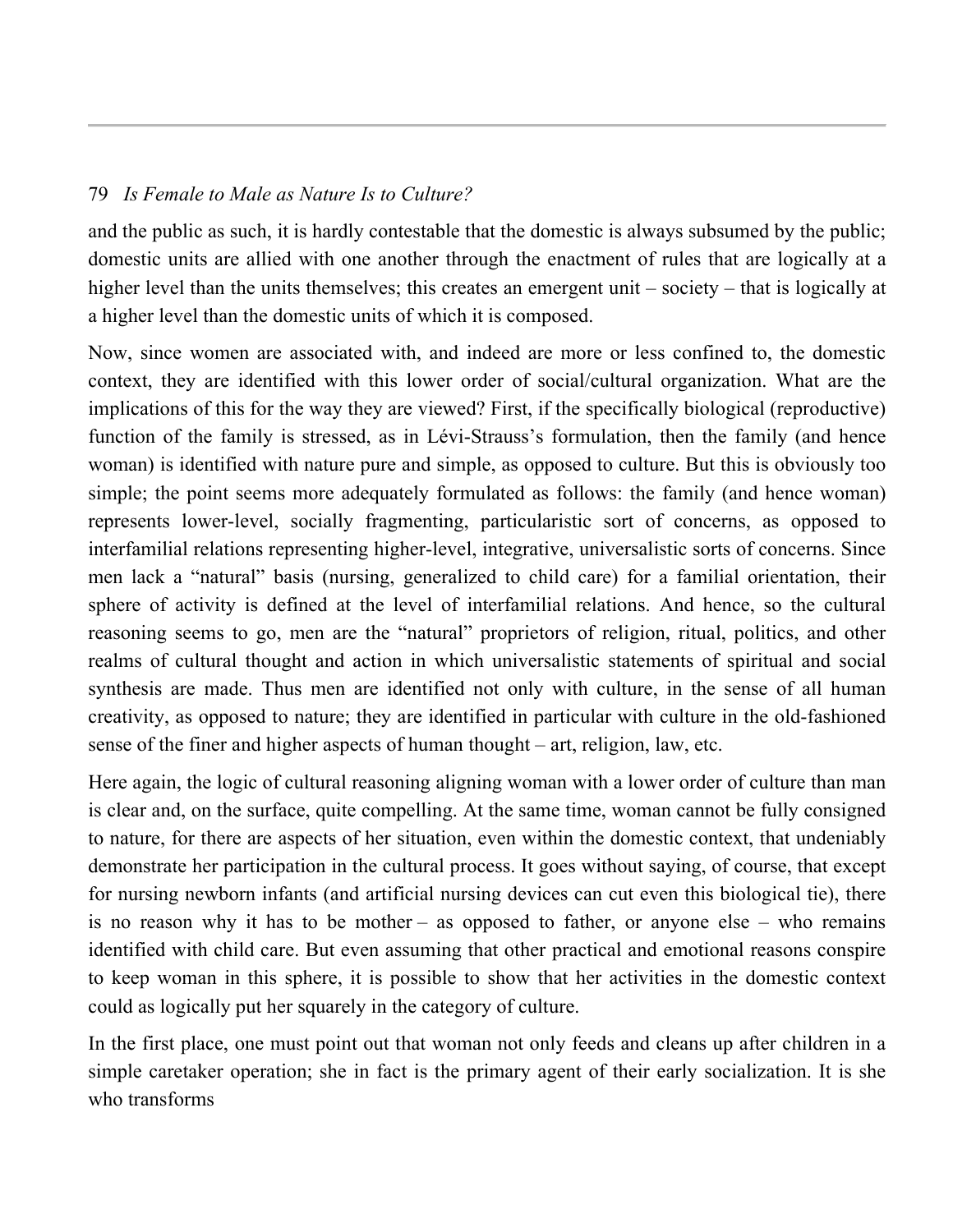and the public as such, it is hardly contestable that the domestic is always subsumed by the public; domestic units are allied with one another through the enactment of rules that are logically at a higher level than the units themselves; this creates an emergent unit – society – that is logically at a higher level than the domestic units of which it is composed.

Now, since women are associated with, and indeed are more or less confined to, the domestic context, they are identified with this lower order of social/cultural organization. What are the implications of this for the way they are viewed? First, if the specifically biological (reproductive) function of the family is stressed, as in Lévi-Strauss's formulation, then the family (and hence woman) is identified with nature pure and simple, as opposed to culture. But this is obviously too simple; the point seems more adequately formulated as follows: the family (and hence woman) represents lower-level, socially fragmenting, particularistic sort of concerns, as opposed to interfamilial relations representing higher-level, integrative, universalistic sorts of concerns. Since men lack a "natural" basis (nursing, generalized to child care) for a familial orientation, their sphere of activity is defined at the level of interfamilial relations. And hence, so the cultural reasoning seems to go, men are the "natural" proprietors of religion, ritual, politics, and other realms of cultural thought and action in which universalistic statements of spiritual and social synthesis are made. Thus men are identified not only with culture, in the sense of all human creativity, as opposed to nature; they are identified in particular with culture in the old-fashioned sense of the finer and higher aspects of human thought – art, religion, law, etc.

Here again, the logic of cultural reasoning aligning woman with a lower order of culture than man is clear and, on the surface, quite compelling. At the same time, woman cannot be fully consigned to nature, for there are aspects of her situation, even within the domestic context, that undeniably demonstrate her participation in the cultural process. It goes without saying, of course, that except for nursing newborn infants (and artificial nursing devices can cut even this biological tie), there is no reason why it has to be mother – as opposed to father, or anyone else – who remains identified with child care. But even assuming that other practical and emotional reasons conspire to keep woman in this sphere, it is possible to show that her activities in the domestic context could as logically put her squarely in the category of culture.

In the first place, one must point out that woman not only feeds and cleans up after children in a simple caretaker operation; she in fact is the primary agent of their early socialization. It is she who transforms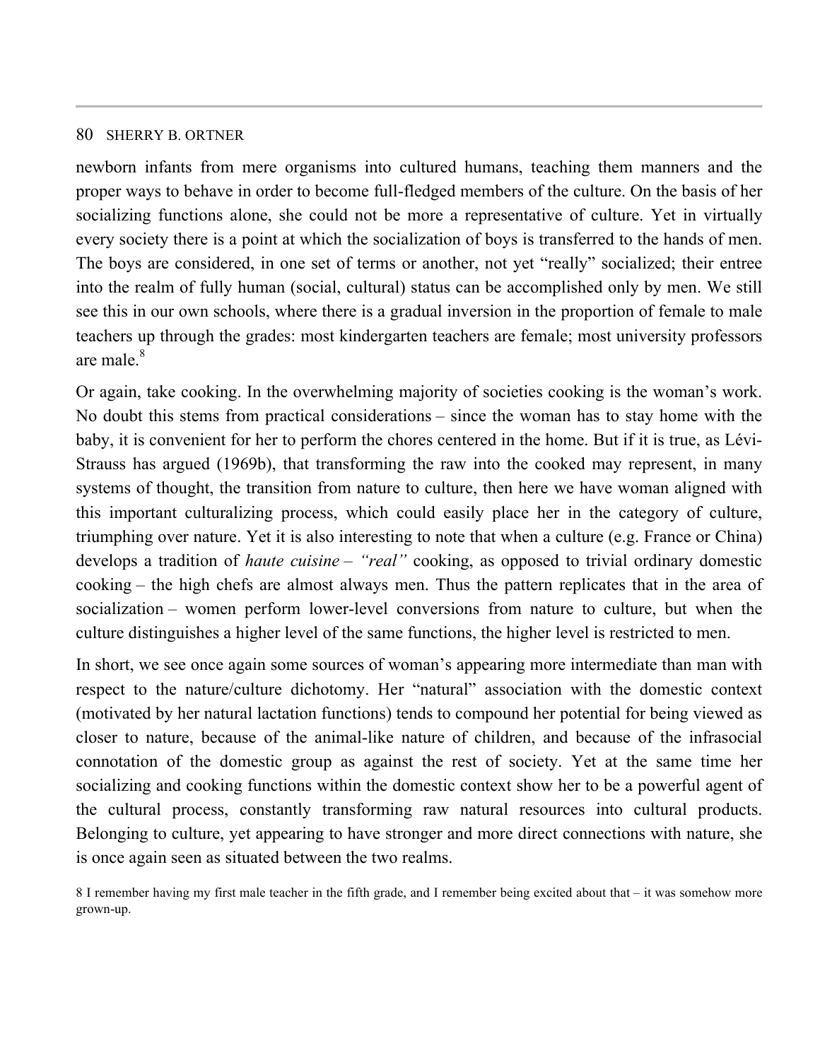newborn infants from mere organisms into cultured humans, teaching them manners and the proper ways to behave in order to become full-fledged members of the culture. On the basis of her socializing functions alone, she could not be more a representative of culture. Yet in virtually every society there is a point at which the socialization of boys is transferred to the hands of men. The boys are considered, in one set of terms or another, not yet "really" socialized; their entree into the realm of fully human (social, cultural) status can be accomplished only by men. We still see this in our own schools, where there is a gradual inversion in the proportion of female to male teachers up through the grades: most kindergarten teachers are female; most university professors are male.[8]

Or again, take cooking. In the overwhelming majority of societies cooking is the woman's work. No doubt this stems from practical considerations – since the woman has to stay home with the baby, it is convenient for her to perform the chores centered in the home. But if it is true, as Lévi-Strauss has argued (1969b), that transforming the raw into the cooked may represent, in many systems of thought, the transition from nature to culture, then here we have woman aligned with this important culturalizing process, which could easily place her in the category of culture, triumphing over nature. Yet it is also interesting to note that when a culture (e.g. France or China) develops a tradition of *haute cuisine* – *"real"* cooking, as opposed to trivial ordinary domestic cooking – the high chefs are almost always men. Thus the pattern replicates that in the area of socialization – women perform lower-level conversions from nature to culture, but when the culture distinguishes a higher level of the same functions, the higher level is restricted to men.

In short, we see once again some sources of woman's appearing more intermediate than man with respect to the nature/culture dichotomy. Her "natural" association with the domestic context (motivated by her natural lactation functions) tends to compound her potential for being viewed as closer to nature, because of the animal-like nature of children, and because of the infrasocial connotation of the domestic group as against the rest of society. Yet at the same time her socializing and cooking functions within the domestic context show her to be a powerful agent of the cultural process, constantly transforming raw natural resources into cultural products. Belonging to culture, yet appearing to have stronger and more direct connections with nature, she is once again seen as situated between the two realms.

8 I remember having my first male teacher in the fifth grade, and I remember being excited about that – it was somehow more grown-up.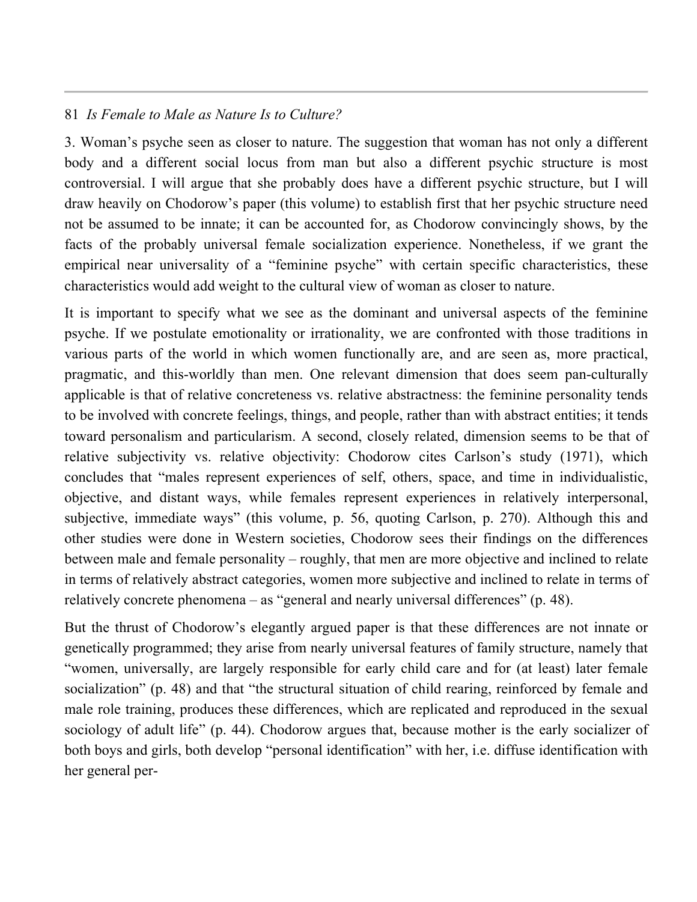3. Woman's psyche seen as closer to nature. The suggestion that woman has not only a different body and a different social locus from man but also a different psychic structure is most controversial. I will argue that she probably does have a different psychic structure, but I will draw heavily on Chodorow's paper (this volume) to establish first that her psychic structure need not be assumed to be innate; it can be accounted for, as Chodorow convincingly shows, by the facts of the probably universal female socialization experience. Nonetheless, if we grant the empirical near universality of a "feminine psyche" with certain specific characteristics, these characteristics would add weight to the cultural view of woman as closer to nature.

It is important to specify what we see as the dominant and universal aspects of the feminine psyche. If we postulate emotionality or irrationality, we are confronted with those traditions in various parts of the world in which women functionally are, and are seen as, more practical, pragmatic, and this-worldly than men. One relevant dimension that does seem pan-culturally applicable is that of relative concreteness vs. relative abstractness: the feminine personality tends to be involved with concrete feelings, things, and people, rather than with abstract entities; it tends toward personalism and particularism. A second, closely related, dimension seems to be that of relative subjectivity vs. relative objectivity: Chodorow cites Carlson's study (1971), which concludes that "males represent experiences of self, others, space, and time in individualistic, objective, and distant ways, while females represent experiences in relatively interpersonal, subjective, immediate ways" (this volume, p. 56, quoting Carlson, p. 270). Although this and other studies were done in Western societies, Chodorow sees their findings on the differences between male and female personality – roughly, that men are more objective and inclined to relate in terms of relatively abstract categories, women more subjective and inclined to relate in terms of relatively concrete phenomena – as "general and nearly universal differences" (p. 48).

But the thrust of Chodorow's elegantly argued paper is that these differences are not innate or genetically programmed; they arise from nearly universal features of family structure, namely that "women, universally, are largely responsible for early child care and for (at least) later female socialization" (p. 48) and that "the structural situation of child rearing, reinforced by female and male role training, produces these differences, which are replicated and reproduced in the sexual sociology of adult life" (p. 44). Chodorow argues that, because mother is the early socializer of both boys and girls, both develop "personal identification" with her, i.e. diffuse identification with her general per-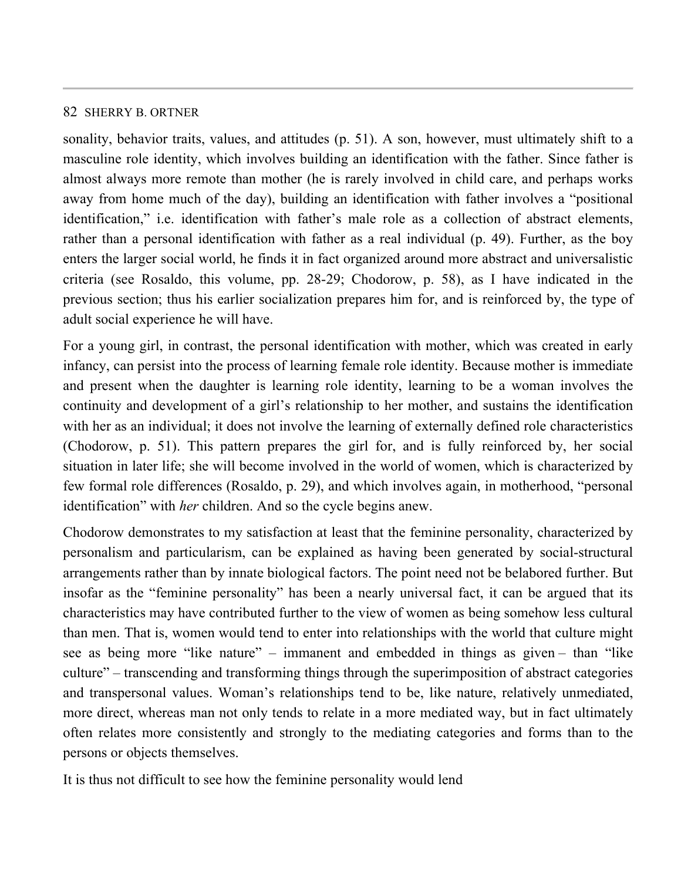sonality, behavior traits, values, and attitudes (p. 51). A son, however, must ultimately shift to a masculine role identity, which involves building an identification with the father. Since father is almost always more remote than mother (he is rarely involved in child care, and perhaps works away from home much of the day), building an identification with father involves a "positional identification," i.e. identification with father's male role as a collection of abstract elements, rather than a personal identification with father as a real individual (p. 49). Further, as the boy enters the larger social world, he finds it in fact organized around more abstract and universalistic criteria (see Rosaldo, this volume, pp. 28-29; Chodorow, p. 58), as I have indicated in the previous section; thus his earlier socialization prepares him for, and is reinforced by, the type of adult social experience he will have.

For a young girl, in contrast, the personal identification with mother, which was created in early infancy, can persist into the process of learning female role identity. Because mother is immediate and present when the daughter is learning role identity, learning to be a woman involves the continuity and development of a girl's relationship to her mother, and sustains the identification with her as an individual; it does not involve the learning of externally defined role characteristics (Chodorow, p. 51). This pattern prepares the girl for, and is fully reinforced by, her social situation in later life; she will become involved in the world of women, which is characterized by few formal role differences (Rosaldo, p. 29), and which involves again, in motherhood, "personal identification" with *her* children. And so the cycle begins anew.

Chodorow demonstrates to my satisfaction at least that the feminine personality, characterized by personalism and particularism, can be explained as having been generated by social-structural arrangements rather than by innate biological factors. The point need not be belabored further. But insofar as the "feminine personality" has been a nearly universal fact, it can be argued that its characteristics may have contributed further to the view of women as being somehow less cultural than men. That is, women would tend to enter into relationships with the world that culture might see as being more "like nature" – immanent and embedded in things as given – than "like culture" – transcending and transforming things through the superimposition of abstract categories and transpersonal values. Woman's relationships tend to be, like nature, relatively unmediated, more direct, whereas man not only tends to relate in a more mediated way, but in fact ultimately often relates more consistently and strongly to the mediating categories and forms than to the persons or objects themselves.

It is thus not difficult to see how the feminine personality would lend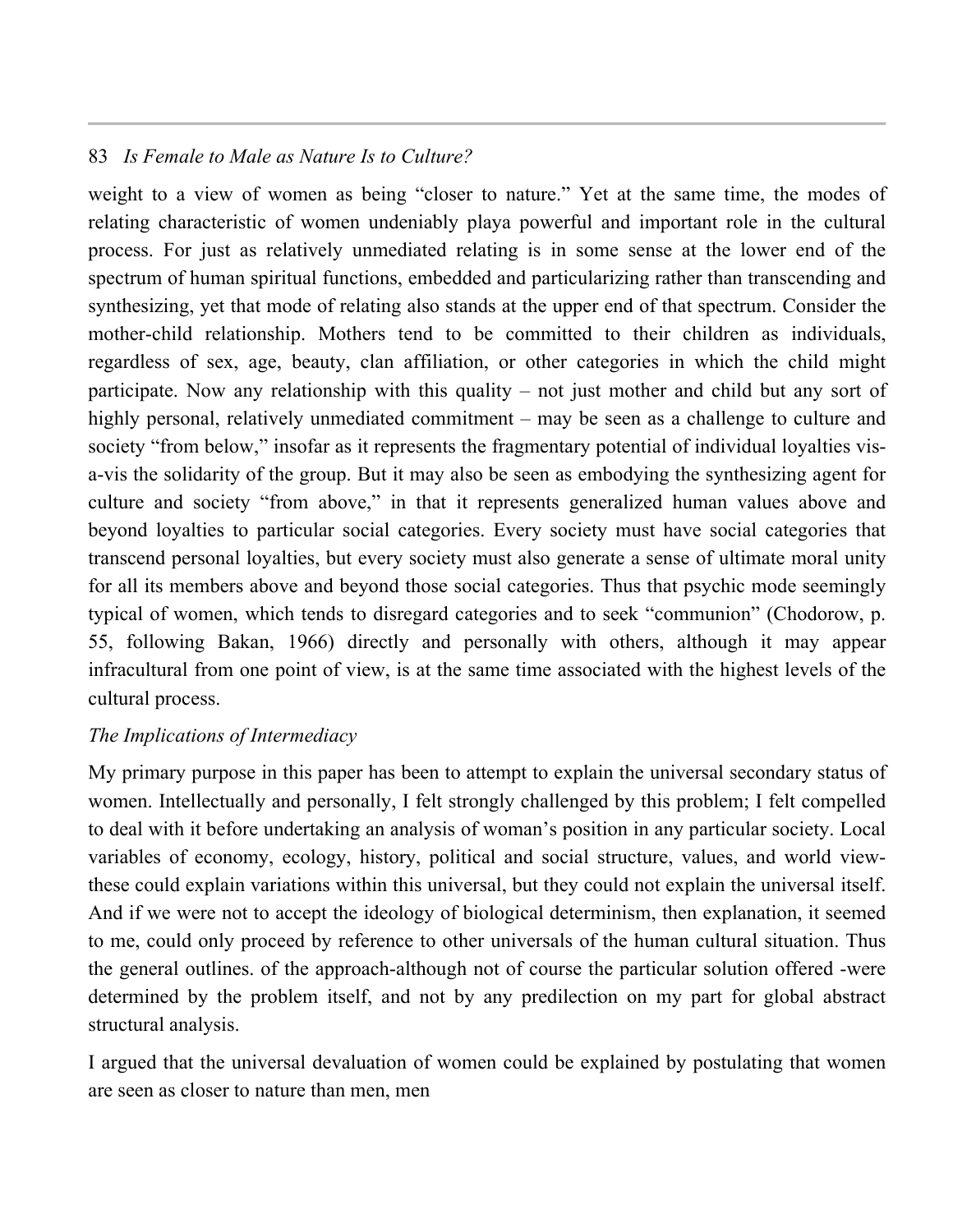weight to a view of women as being “closer to nature.” Yet at the same time, the modes of relating characteristic of women undeniably playa powerful and important role in the cultural process. For just as relatively unmediated relating is in some sense at the lower end of the spectrum of human spiritual functions, embedded and particularizing rather than transcending and synthesizing, yet that mode of relating also stands at the upper end of that spectrum. Consider the mother-child relationship. Mothers tend to be committed to their children as individuals, regardless of sex, age, beauty, clan affiliation, or other categories in which the child might participate. Now any relationship with this quality – not just mother and child but any sort of highly personal, relatively unmediated commitment – may be seen as a challenge to culture and society “from below,” insofar as it represents the fragmentary potential of individual loyalties vis-a-vis the solidarity of the group. But it may also be seen as embodying the synthesizing agent for culture and society “from above,” in that it represents generalized human values above and beyond loyalties to particular social categories. Every society must have social categories that transcend personal loyalties, but every society must also generate a sense of ultimate moral unity for all its members above and beyond those social categories. Thus that psychic mode seemingly typical of women, which tends to disregard categories and to seek “communion” (Chodorow, p. 55, following Bakan, 1966) directly and personally with others, although it may appear infracultural from one point of view, is at the same time associated with the highest levels of the cultural process.

*The Implications of Intermediacy*

My primary purpose in this paper has been to attempt to explain the universal secondary status of women. Intellectually and personally, I felt strongly challenged by this problem; I felt compelled to deal with it before undertaking an analysis of woman’s position in any particular society. Local variables of economy, ecology, history, political and social structure, values, and world view-these could explain variations within this universal, but they could not explain the universal itself. And if we were not to accept the ideology of biological determinism, then explanation, it seemed to me, could only proceed by reference to other universals of the human cultural situation. Thus the general outlines. of the approach-although not of course the particular solution offered -were determined by the problem itself, and not by any predilection on my part for global abstract structural analysis.

I argued that the universal devaluation of women could be explained by postulating that women are seen as closer to nature than men, men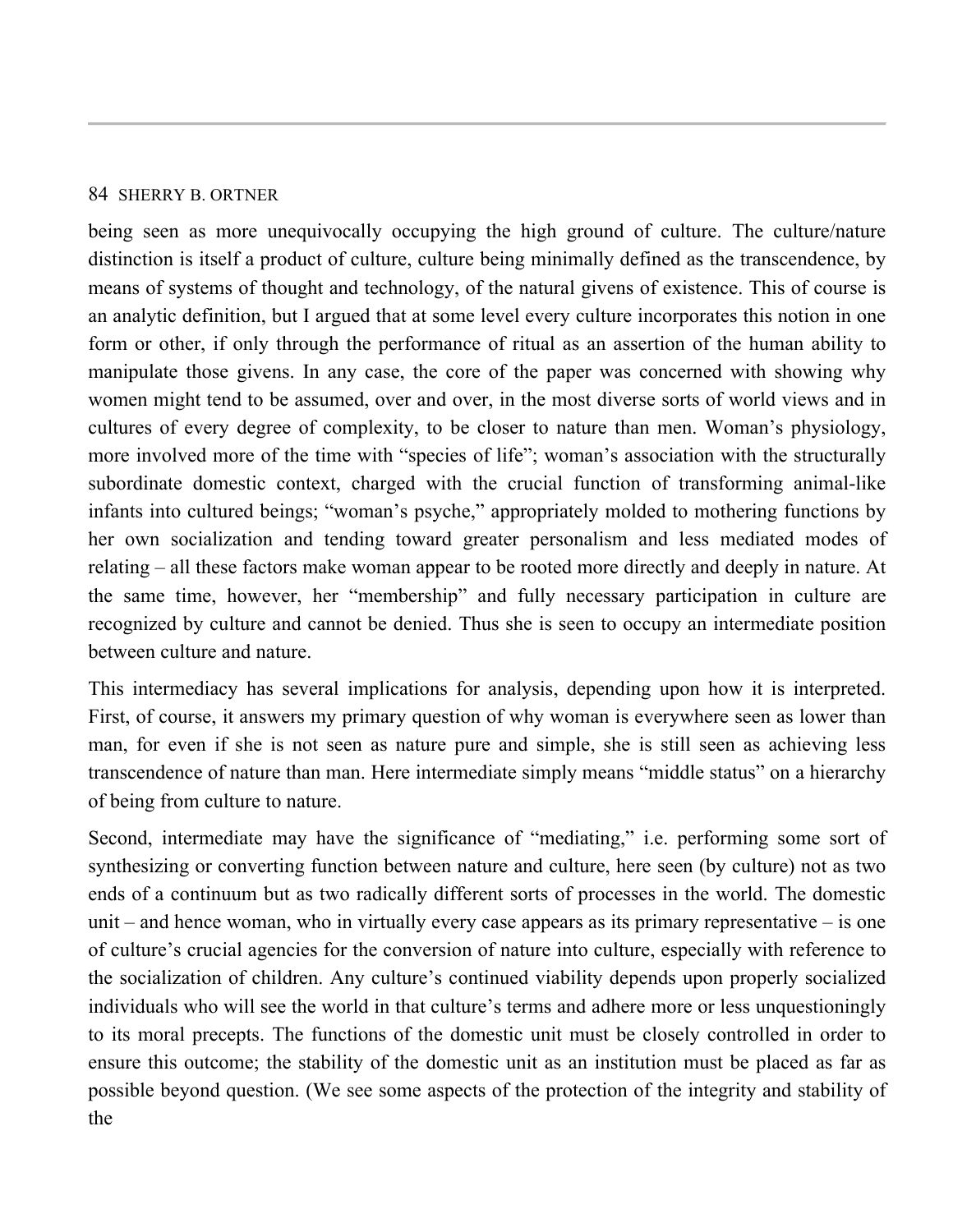being seen as more unequivocally occupying the high ground of culture. The culture/nature distinction is itself a product of culture, culture being minimally defined as the transcendence, by means of systems of thought and technology, of the natural givens of existence. This of course is an analytic definition, but I argued that at some level every culture incorporates this notion in one form or other, if only through the performance of ritual as an assertion of the human ability to manipulate those givens. In any case, the core of the paper was concerned with showing why women might tend to be assumed, over and over, in the most diverse sorts of world views and in cultures of every degree of complexity, to be closer to nature than men. Woman's physiology, more involved more of the time with "species of life"; woman's association with the structurally subordinate domestic context, charged with the crucial function of transforming animal-like infants into cultured beings; "woman's psyche," appropriately molded to mothering functions by her own socialization and tending toward greater personalism and less mediated modes of relating – all these factors make woman appear to be rooted more directly and deeply in nature. At the same time, however, her "membership" and fully necessary participation in culture are recognized by culture and cannot be denied. Thus she is seen to occupy an intermediate position between culture and nature.

This intermediacy has several implications for analysis, depending upon how it is interpreted. First, of course, it answers my primary question of why woman is everywhere seen as lower than man, for even if she is not seen as nature pure and simple, she is still seen as achieving less transcendence of nature than man. Here intermediate simply means "middle status" on a hierarchy of being from culture to nature.

Second, intermediate may have the significance of "mediating," i.e. performing some sort of synthesizing or converting function between nature and culture, here seen (by culture) not as two ends of a continuum but as two radically different sorts of processes in the world. The domestic unit – and hence woman, who in virtually every case appears as its primary representative – is one of culture's crucial agencies for the conversion of nature into culture, especially with reference to the socialization of children. Any culture's continued viability depends upon properly socialized individuals who will see the world in that culture's terms and adhere more or less unquestioningly to its moral precepts. The functions of the domestic unit must be closely controlled in order to ensure this outcome; the stability of the domestic unit as an institution must be placed as far as possible beyond question. (We see some aspects of the protection of the integrity and stability of the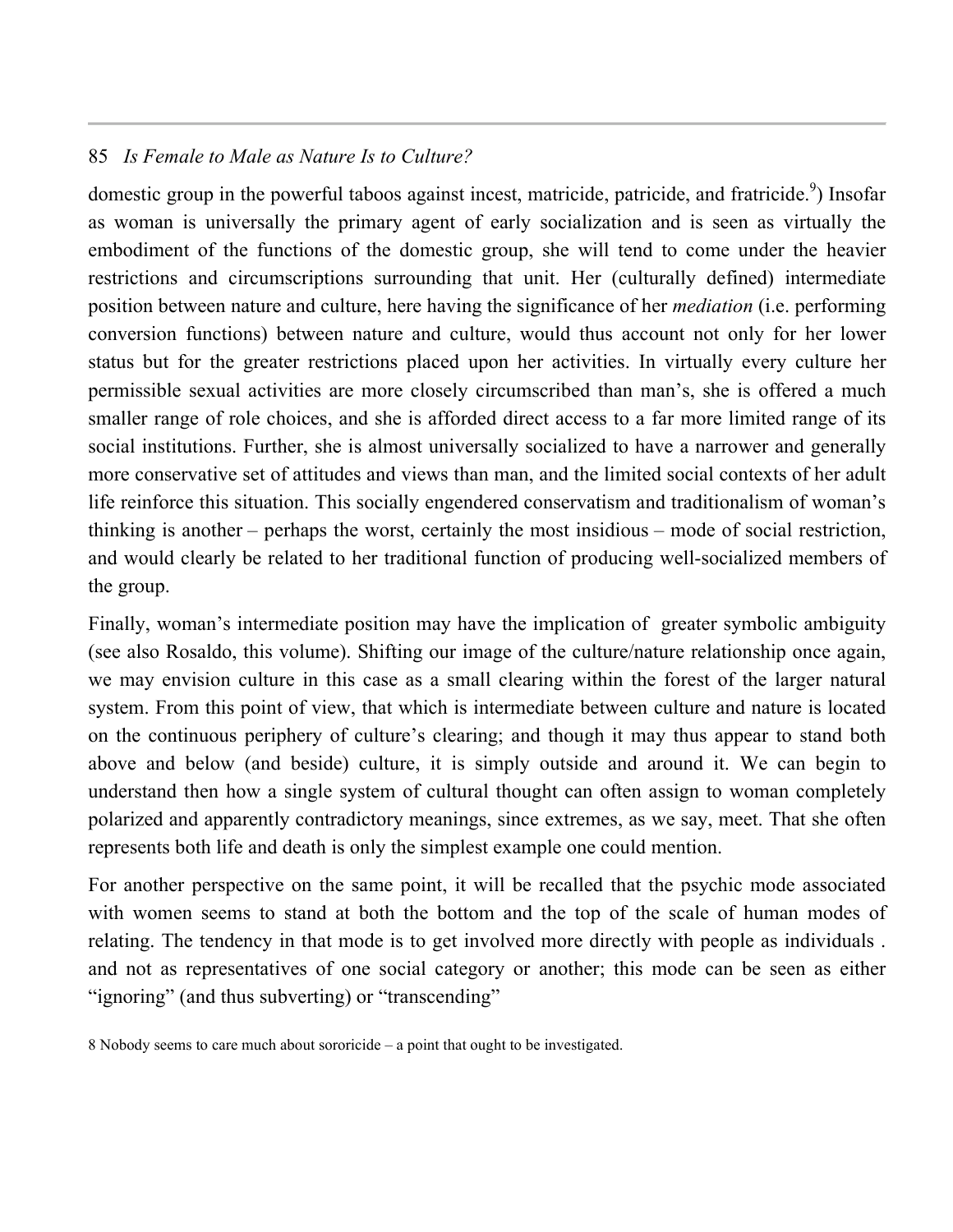domestic group in the powerful taboos against incest, matricide, patricide, and fratricide.[9]) Insofar as woman is universally the primary agent of early socialization and is seen as virtually the embodiment of the functions of the domestic group, she will tend to come under the heavier restrictions and circumscriptions surrounding that unit. Her (culturally defined) intermediate position between nature and culture, here having the significance of her *mediation* (i.e. performing conversion functions) between nature and culture, would thus account not only for her lower status but for the greater restrictions placed upon her activities. In virtually every culture her permissible sexual activities are more closely circumscribed than man's, she is offered a much smaller range of role choices, and she is afforded direct access to a far more limited range of its social institutions. Further, she is almost universally socialized to have a narrower and generally more conservative set of attitudes and views than man, and the limited social contexts of her adult life reinforce this situation. This socially engendered conservatism and traditionalism of woman's thinking is another – perhaps the worst, certainly the most insidious – mode of social restriction, and would clearly be related to her traditional function of producing well-socialized members of the group.

Finally, woman's intermediate position may have the implication of greater symbolic ambiguity (see also Rosaldo, this volume). Shifting our image of the culture/nature relationship once again, we may envision culture in this case as a small clearing within the forest of the larger natural system. From this point of view, that which is intermediate between culture and nature is located on the continuous periphery of culture's clearing; and though it may thus appear to stand both above and below (and beside) culture, it is simply outside and around it. We can begin to understand then how a single system of cultural thought can often assign to woman completely polarized and apparently contradictory meanings, since extremes, as we say, meet. That she often represents both life and death is only the simplest example one could mention.

For another perspective on the same point, it will be recalled that the psychic mode associated with women seems to stand at both the bottom and the top of the scale of human modes of relating. The tendency in that mode is to get involved more directly with people as individuals . and not as representatives of one social category or another; this mode can be seen as either "ignoring" (and thus subverting) or "transcending"

8 Nobody seems to care much about sororicide – a point that ought to be investigated.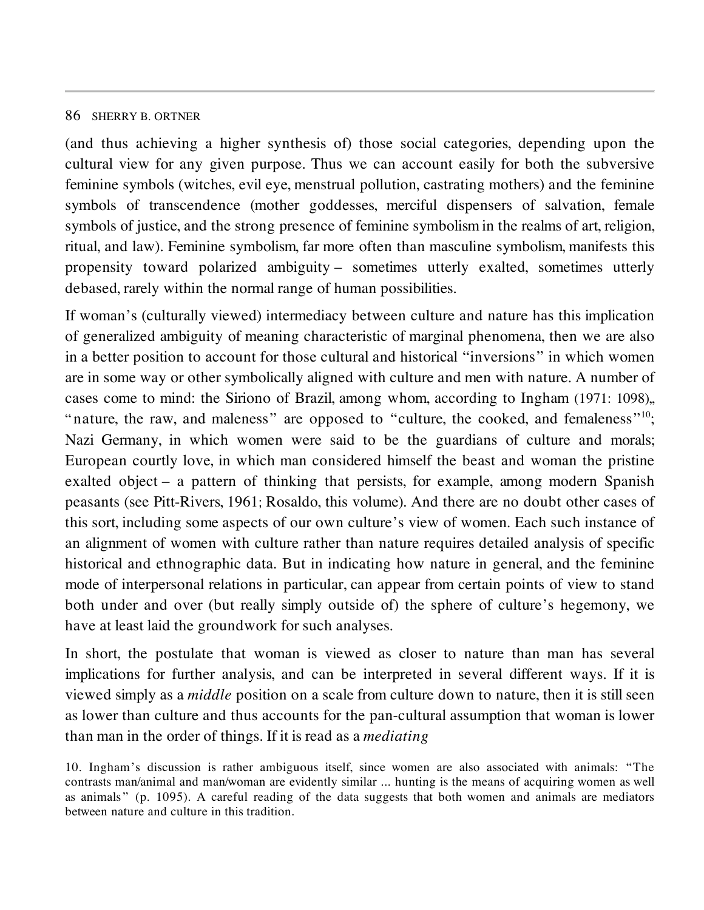(and thus achieving a higher synthesis of) those social categories, depending upon the cultural view for any given purpose. Thus we can account easily for both the subversive feminine symbols (witches, evil eye, menstrual pollution, castrating mothers) and the feminine symbols of transcendence (mother goddesses, merciful dispensers of salvation, female symbols of justice, and the strong presence of feminine symbolism in the realms of art, religion, ritual, and law). Feminine symbolism, far more often than masculine symbolism, manifests this propensity toward polarized ambiguity – sometimes utterly exalted, sometimes utterly debased, rarely within the normal range of human possibilities.

If woman's (culturally viewed) intermediacy between culture and nature has this implication of generalized ambiguity of meaning characteristic of marginal phenomena, then we are also in a better position to account for those cultural and historical "inversions" in which women are in some way or other symbolically aligned with culture and men with nature. A number of cases come to mind: the Sirono of Brazil, among whom, according to Ingham (1971: 1098),, "nature, the raw, and maleness" are opposed to "culture, the cooked, and femaleness"[10]; Nazi Germany, in which women were said to be the guardians of culture and morals; European courtly love, in which man considered himself the beast and woman the pristine exalted object – a pattern of thinking that persists, for example, among modern Spanish peasants (see Pitt-Rivers, 1961; Rosaldo, this volume). And there are no doubt other cases of this sort, including some aspects of our own culture's view of women. Each such instance of an alignment of women with culture rather than nature requires detailed analysis of specific historical and ethnographic data. But in indicating how nature in general, and the feminine mode of interpersonal relations in particular, can appear from certain points of view to stand both under and over (but really simply outside of) the sphere of culture's hegemony, we have at least laid the groundwork for such analyses.

In short, the postulate that woman is viewed as closer to nature than man has several implications for further analysis, and can be interpreted in several different ways. If it is viewed simply as a *middle* position on a scale from culture down to nature, then it is still seen as lower than culture and thus accounts for the pan-cultural assumption that woman is lower than man in the order of things. If it is read as a *mediating*

10. Ingham's discussion is rather ambiguous itself, since women are also associated with animals: "The contrasts man/animal and man/woman are evidently similar ... hunting is the means of acquiring women as well as animals" (p. 1095). A careful reading of the data suggests that both women and animals are mediators between nature and culture in this tradition.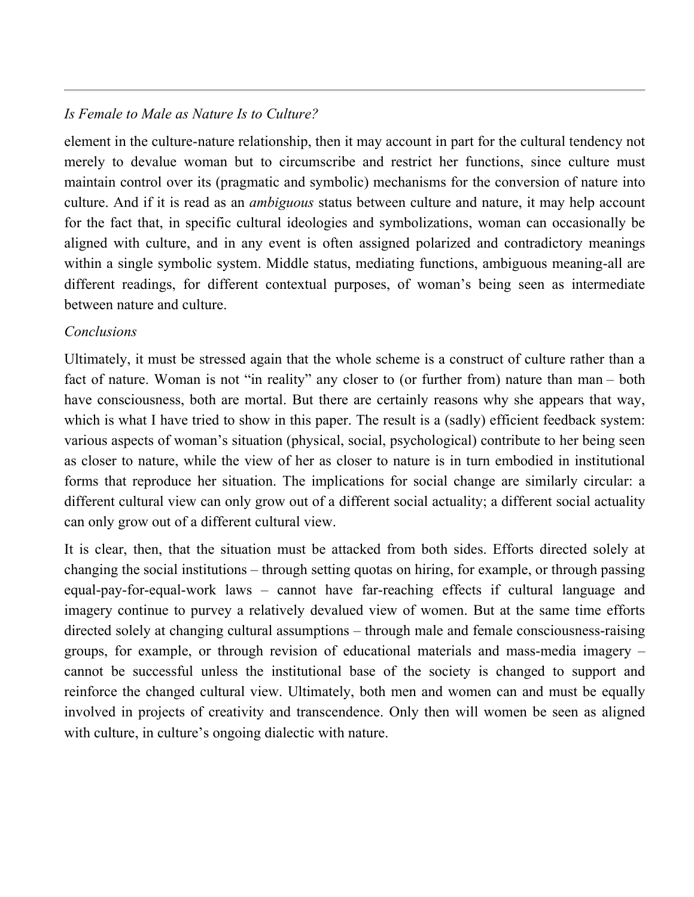element in the culture-nature relationship, then it may account in part for the cultural tendency not merely to devalue woman but to circumscribe and restrict her functions, since culture must maintain control over its (pragmatic and symbolic) mechanisms for the conversion of nature into culture. And if it is read as an *ambiguous* status between culture and nature, it may help account for the fact that, in specific cultural ideologies and symbolizations, woman can occasionally be aligned with culture, and in any event is often assigned polarized and contradictory meanings within a single symbolic system. Middle status, mediating functions, ambiguous meaning-all are different readings, for different contextual purposes, of woman's being seen as intermediate between nature and culture.

## *Conclusions*

Ultimately, it must be stressed again that the whole scheme is a construct of culture rather than a fact of nature. Woman is not "in reality" any closer to (or further from) nature than man – both have consciousness, both are mortal. But there are certainly reasons why she appears that way, which is what I have tried to show in this paper. The result is a (sadly) efficient feedback system: various aspects of woman's situation (physical, social, psychological) contribute to her being seen as closer to nature, while the view of her as closer to nature is in turn embodied in institutional forms that reproduce her situation. The implications for social change are similarly circular: a different cultural view can only grow out of a different social actuality; a different social actuality can only grow out of a different cultural view.

It is clear, then, that the situation must be attacked from both sides. Efforts directed solely at changing the social institutions – through setting quotas on hiring, for example, or through passing equal-pay-for-equal-work laws – cannot have far-reaching effects if cultural language and imagery continue to purvey a relatively devalued view of women. But at the same time efforts directed solely at changing cultural assumptions – through male and female consciousness-raising groups, for example, or through revision of educational materials and mass-media imagery – cannot be successful unless the institutional base of the society is changed to support and reinforce the changed cultural view. Ultimately, both men and women can and must be equally involved in projects of creativity and transcendence. Only then will women be seen as aligned with culture, in culture's ongoing dialectic with nature.